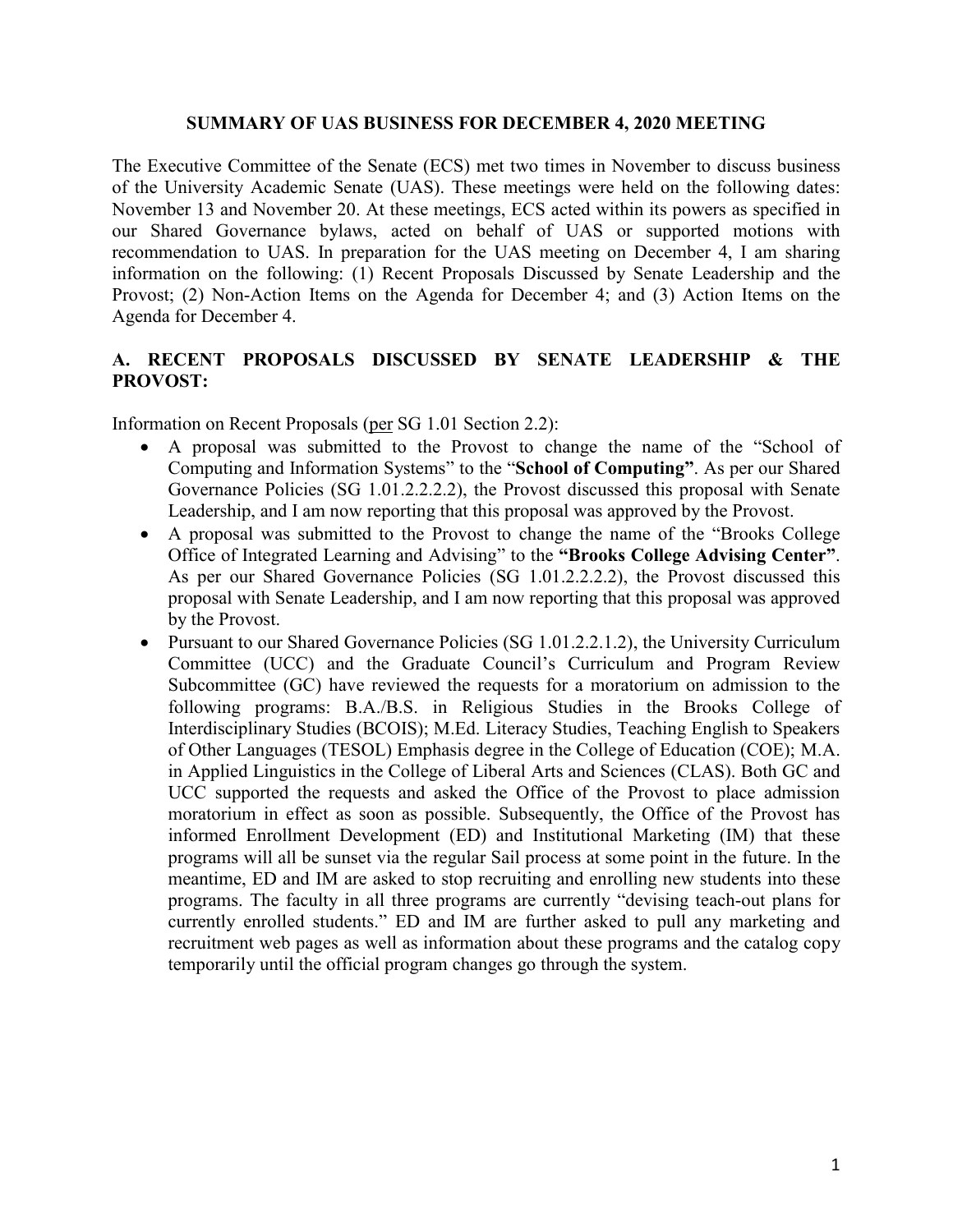# SUMMARY OF UAS BUSINESS FOR DECEMBER 4, 2020 MEETING

The Executive Committee of the Senate (ECS) met two times in November to discuss business of the University Academic Senate (UAS). These meetings were held on the following dates: November 13 and November 20. At these meetings, ECS acted within its powers as specified in our Shared Governance bylaws, acted on behalf of UAS or supported motions with recommendation to UAS. In preparation for the UAS meeting on December 4, I am sharing information on the following: (1) Recent Proposals Discussed by Senate Leadership and the Provost; (2) Non-Action Items on the Agenda for December 4; and (3) Action Items on the Agenda for December 4.

## A. RECENT PROPOSALS DISCUSSED BY SENATE LEADERSHIP & THE PROVOST:

Information on Recent Proposals (per SG 1.01 Section 2.2):

- A proposal was submitted to the Provost to change the name of the "School of Computing and Information Systems" to the "**School of Computing**". As per our Shared Governance Policies (SG 1.01.2.2.2.2), the Provost discussed this proposal with Senate Leadership, and I am now reporting that this proposal was approved by the Provost.
- A proposal was submitted to the Provost to change the name of the "Brooks College Office of Integrated Learning and Advising" to the **"Brooks College Advising Center"**. As per our Shared Governance Policies (SG 1.01.2.2.2.2), the Provost discussed this proposal with Senate Leadership, and I am now reporting that this proposal was approved by the Provost.
- Pursuant to our Shared Governance Policies (SG 1.01.2.2.1.2), the University Curriculum Committee (UCC) and the Graduate Council's Curriculum and Program Review Subcommittee (GC) have reviewed the requests for a moratorium on admission to the following programs: B.A./B.S. in Religious Studies in the Brooks College of Interdisciplinary Studies (BCOIS); M.Ed. Literacy Studies, Teaching English to Speakers of Other Languages (TESOL) Emphasis degree in the College of Education (COE); M.A. in Applied Linguistics in the College of Liberal Arts and Sciences (CLAS). Both GC and UCC supported the requests and asked the Office of the Provost to place admission moratorium in effect as soon as possible. Subsequently, the Office of the Provost has informed Enrollment Development (ED) and Institutional Marketing (IM) that these programs will all be sunset via the regular Sail process at some point in the future. In the meantime, ED and IM are asked to stop recruiting and enrolling new students into these programs. The faculty in all three programs are currently "devising teach-out plans for currently enrolled students." ED and IM are further asked to pull any marketing and recruitment web pages as well as information about these programs and the catalog copy temporarily until the official program changes go through the system.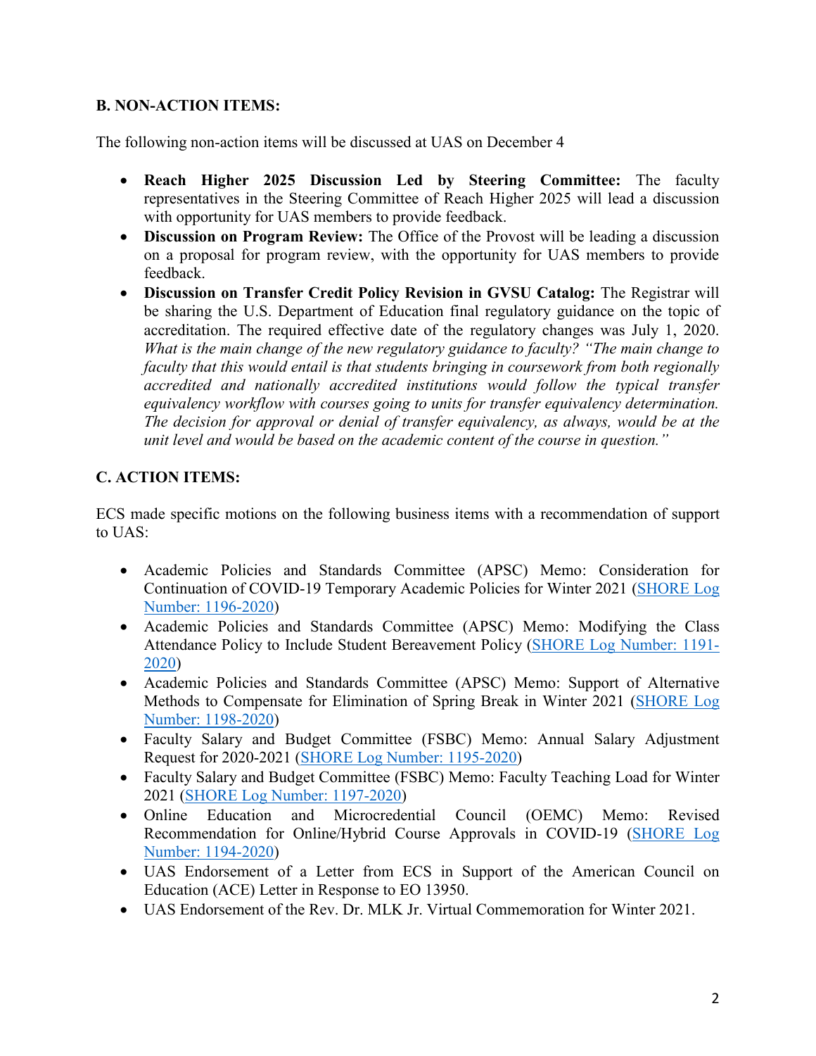**B. NON-ACTION ITEMS:**

The following non-action items will be discussed at UAS on December 4

- **Reach Higher 2025 Discussion Led by Steering Committee:** The faculty representatives in the Steering Committee of Reach Higher 2025 will lead a discussion with opportunity for UAS members to provide feedback.
- **Discussion on Program Review:** The Office of the Provost will be leading a discussion on a proposal for program review, with the opportunity for UAS members to provide feedback.
- **Discussion on Transfer Credit Policy Revision in GVSU Catalog:** The Registrar will be sharing the U.S. Department of Education final regulatory guidance on the topic of accreditation. The required effective date of the regulatory changes was July 1, 2020. *What is the main change of the new regulatory guidance to faculty? "The main change to faculty that this would entail is that students bringing in coursework from both regionally accredited and nationally accredited institutions would follow the typical transfer equivalency workflow with courses going to units for transfer equivalency determination. The decision for approval or denial of transfer equivalency, as always, would be at the unit level and would be based on the academic content of the course in question."*

**C. ACTION ITEMS:**

ECS made specific motions on the following business items with a recommendation of support to UAS:

- Academic Policies and Standards Committee (APSC) Memo: Consideration for Continuation of COVID-19 Temporary Academic Policies for Winter 2021 (SHORE Log Number: 1196-2020)
- Academic Policies and Standards Committee (APSC) Memo: Modifying the Class Attendance Policy to Include Student Bereavement Policy (SHORE Log Number: 1191-2020)
- Academic Policies and Standards Committee (APSC) Memo: Support of Alternative Methods to Compensate for Elimination of Spring Break in Winter 2021 (SHORE Log Number: 1198-2020)
- Faculty Salary and Budget Committee (FSBC) Memo: Annual Salary Adjustment Request for 2020-2021 (SHORE Log Number: 1195-2020)
- Faculty Salary and Budget Committee (FSBC) Memo: Faculty Teaching Load for Winter 2021 (SHORE Log Number: 1197-2020)
- Online Education and Microcredential Council (OEMC) Memo: Revised Recommendation for Online/Hybrid Course Approvals in COVID-19 (SHORE Log Number: 1194-2020)
- UAS Endorsement of a Letter from ECS in Support of the American Council on Education (ACE) Letter in Response to EO 13950.
- UAS Endorsement of the Rev. Dr. MLK Jr. Virtual Commemoration for Winter 2021.